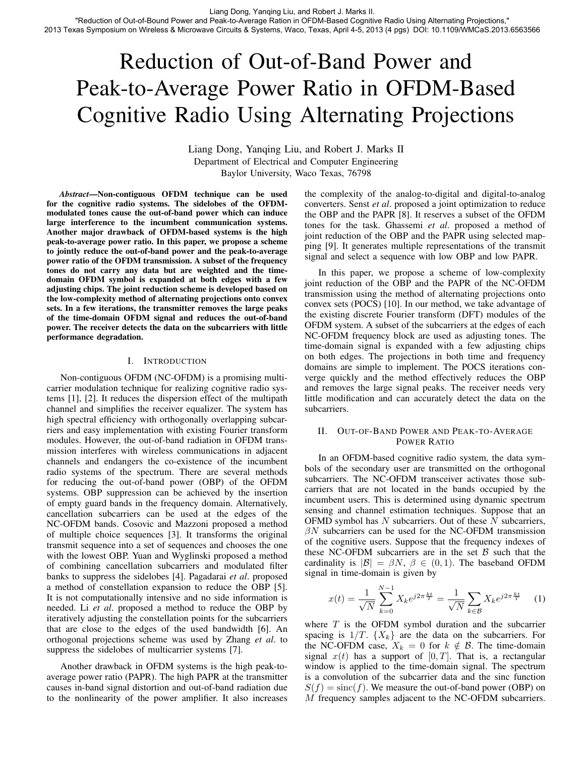Liang Dong, Yanqing Liu, and Robert J. Marks II.
"Reduction of Out-of-Bound Power and Peak-to-Average Ration in OFDM-Based Cognitive Radio Using Alternating Projections,"
2013 Texas Symposium on Wireless & Microwave Circuits & Systems, Waco, Texas, April 4-5, 2013 (4 pgs) DOI: 10.1109/WMCaS.2013.6563566

# Reduction of Out-of-Band Power and Peak-to-Average Power Ratio in OFDM-Based Cognitive Radio Using Alternating Projections

Liang Dong, Yanqing Liu, and Robert J. Marks II
Department of Electrical and Computer Engineering
Baylor University, Waco Texas, 76798

***Abstract*—Non-contiguous OFDM technique can be used for the cognitive radio systems. The sidelobes of the OFDM-modulated tones cause the out-of-band power which can induce large interference to the incumbent communication systems. Another major drawback of OFDM-based systems is the high peak-to-average power ratio. In this paper, we propose a scheme to jointly reduce the out-of-band power and the peak-to-average power ratio of the OFDM transmission. A subset of the frequency tones do not carry any data but are weighted and the time-domain OFDM symbol is expanded at both edges with a few adjusting chips. The joint reduction scheme is developed based on the low-complexity method of alternating projections onto convex sets. In a few iterations, the transmitter removes the large peaks of the time-domain OFDM signal and reduces the out-of-band power. The receiver detects the data on the subcarriers with little performance degradation.**

## I. Introduction

Non-contiguous OFDM (NC-OFDM) is a promising multi-carrier modulation technique for realizing cognitive radio systems [1], [2]. It reduces the dispersion effect of the multipath channel and simplifies the receiver equalizer. The system has high spectral efficiency with orthogonally overlapping subcarriers and easy implementation with existing Fourier transform modules. However, the out-of-band radiation in OFDM transmission interferes with wireless communications in adjacent channels and endangers the co-existence of the incumbent radio systems of the spectrum. There are several methods for reducing the out-of-band power (OBP) of the OFDM systems. OBP suppression can be achieved by the insertion of empty guard bands in the frequency domain. Alternatively, cancellation subcarriers can be used at the edges of the NC-OFDM bands. Cosovic and Mazzoni proposed a method of multiple choice sequences [3]. It transforms the original transmit sequence into a set of sequences and chooses the one with the lowest OBP. Yuan and Wyglinski proposed a method of combining cancellation subcarriers and modulated filter banks to suppress the sidelobes [4]. Pagadarai *et al*. proposed a method of constellation expansion to reduce the OBP [5]. It is not computationally intensive and no side information is needed. Li *et al*. proposed a method to reduce the OBP by iteratively adjusting the constellation points for the subcarriers that are close to the edges of the used bandwidth [6]. An orthogonal projections scheme was used by Zhang *et al*. to suppress the sidelobes of multicarrier systems [7].

Another drawback in OFDM systems is the high peak-to-average power ratio (PAPR). The high PAPR at the transmitter causes in-band signal distortion and out-of-band radiation due to the nonlinearity of the power amplifier. It also increases the complexity of the analog-to-digital and digital-to-analog converters. Senst *et al*. proposed a joint optimization to reduce the OBP and the PAPR [8]. It reserves a subset of the OFDM tones for the task. Ghassemi *et al*. proposed a method of joint reduction of the OBP and the PAPR using selected mapping [9]. It generates multiple representations of the transmit signal and select a sequence with low OBP and low PAPR.

In this paper, we propose a scheme of low-complexity joint reduction of the OBP and the PAPR of the NC-OFDM transmission using the method of alternating projections onto convex sets (POCS) [10]. In our method, we take advantage of the existing discrete Fourier transform (DFT) modules of the OFDM system. A subset of the subcarriers at the edges of each NC-OFDM frequency block are used as adjusting tones. The time-domain signal is expanded with a few adjusting chips on both edges. The projections in both time and frequency domains are simple to implement. The POCS iterations converge quickly and the method effectively reduces the OBP and removes the large signal peaks. The receiver needs very little modification and can accurately detect the data on the subcarriers.

## II. Out-of-Band Power and Peak-to-Average Power Ratio

In an OFDM-based cognitive radio system, the data symbols of the secondary user are transmitted on the orthogonal subcarriers. The NC-OFDM transceiver activates those subcarriers that are not located in the bands occupied by the incumbent users. This is determined using dynamic spectrum sensing and channel estimation techniques. Suppose that an OFMD symbol has $N$ subcarriers. Out of these $N$ subcarriers, $\beta N$ subcarriers can be used for the NC-OFDM transmission of the cognitive users. Suppose that the frequency indexes of these NC-OFDM subcarriers are in the set $\mathcal{B}$ such that the cardinality is $|\mathcal{B}| = \beta N$, $\beta \in (0, 1)$. The baseband OFDM signal in time-domain is given by

$$x(t) = \frac{1}{\sqrt{N}} \sum_{k=0}^{N-1} X_k e^{j2\pi \frac{kt}{T}} = \frac{1}{\sqrt{N}} \sum_{k \in \mathcal{B}} X_k e^{j2\pi \frac{kt}{T}} \quad (1)$$

where $T$ is the OFDM symbol duration and the subcarrier spacing is $1/T$. $\{X_k\}$ are the data on the subcarriers. For the NC-OFDM case, $X_k = 0$ for $k \notin \mathcal{B}$. The time-domain signal $x(t)$ has a support of $[0, T]$. That is, a rectangular window is applied to the time-domain signal. The spectrum is a convolution of the subcarrier data and the sinc function $S(f) = \text{sinc}(f)$. We measure the out-of-band power (OBP) on $M$ frequency samples adjacent to the NC-OFDM subcarriers.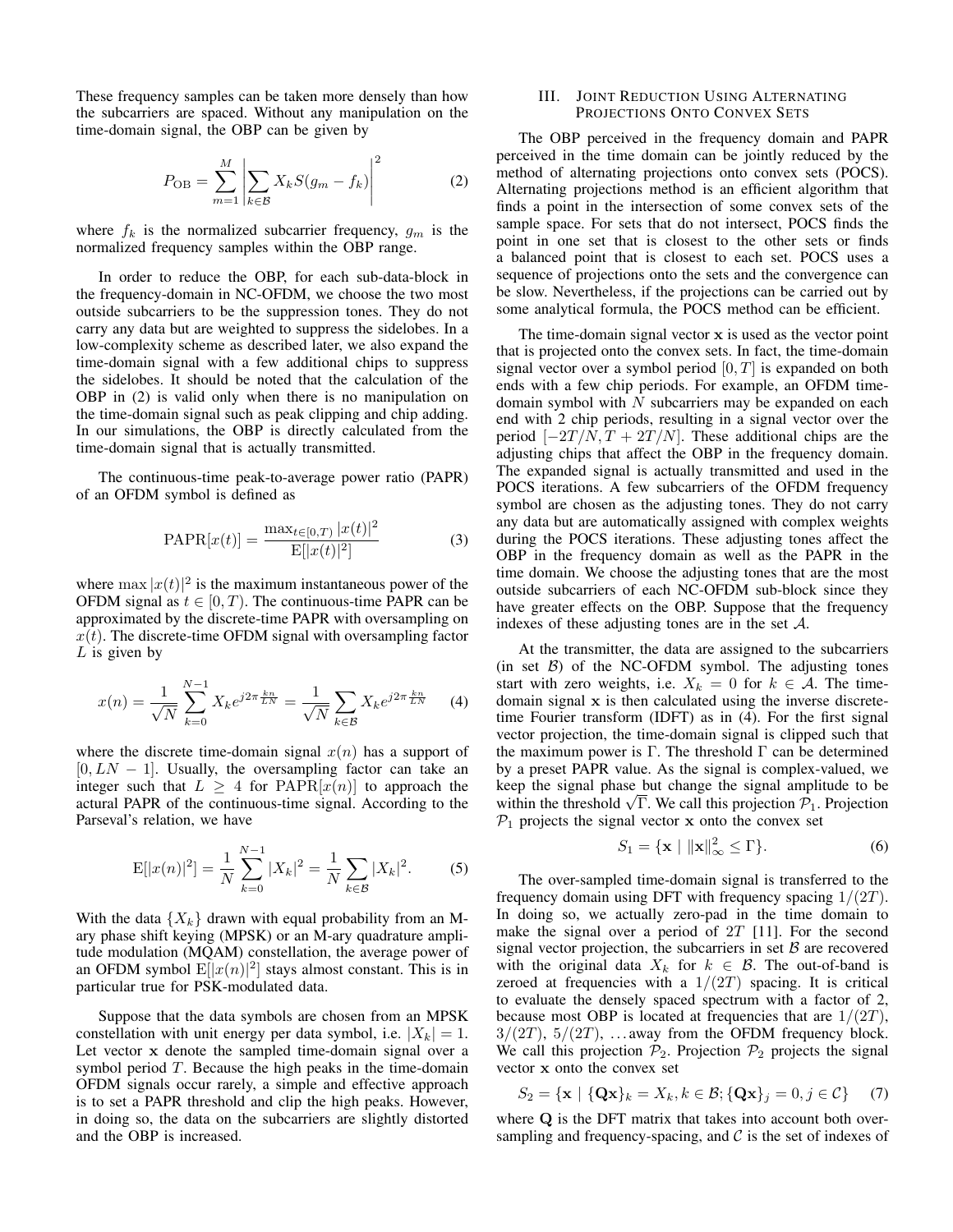These frequency samples can be taken more densely than how the subcarriers are spaced. Without any manipulation on the time-domain signal, the OBP can be given by

$$P_{\mathrm{OB}} = \sum_{m=1}^{M} \left| \sum_{k \in \mathcal{B}} X_k S(g_m - f_k) \right|^2 \tag{2}$$

where $f_k$ is the normalized subcarrier frequency, $g_m$ is the normalized frequency samples within the OBP range.

In order to reduce the OBP, for each sub-data-block in the frequency-domain in NC-OFDM, we choose the two most outside subcarriers to be the suppression tones. They do not carry any data but are weighted to suppress the sidelobes. In a low-complexity scheme as described later, we also expand the time-domain signal with a few additional chips to suppress the sidelobes. It should be noted that the calculation of the OBP in (2) is valid only when there is no manipulation on the time-domain signal such as peak clipping and chip adding. In our simulations, the OBP is directly calculated from the time-domain signal that is actually transmitted.

The continuous-time peak-to-average power ratio (PAPR) of an OFDM symbol is defined as

$$\mathrm{PAPR}[x(t)] = \frac{\max_{t \in [0,T)} |x(t)|^2}{\mathrm{E}[|x(t)|^2]} \tag{3}$$

where $\max |x(t)|^2$ is the maximum instantaneous power of the OFDM signal as $t \in [0, T)$. The continuous-time PAPR can be approximated by the discrete-time PAPR with oversampling on $x(t)$. The discrete-time OFDM signal with oversampling factor $L$ is given by

$$x(n) = \frac{1}{\sqrt{N}} \sum_{k=0}^{N-1} X_k e^{j2\pi \frac{kn}{LN}} = \frac{1}{\sqrt{N}} \sum_{k \in \mathcal{B}} X_k e^{j2\pi \frac{kn}{LN}} \tag{4}$$

where the discrete time-domain signal $x(n)$ has a support of $[0, LN-1]$. Usually, the oversampling factor can take an integer such that $L \geq 4$ for $\mathrm{PAPR}[x(n)]$ to approach the actural PAPR of the continuous-time signal. According to the Parseval's relation, we have

$$\mathrm{E}[|x(n)|^2] = \frac{1}{N} \sum_{k=0}^{N-1} |X_k|^2 = \frac{1}{N} \sum_{k \in \mathcal{B}} |X_k|^2. \tag{5}$$

With the data $\{X_k\}$ drawn with equal probability from an M-ary phase shift keying (MPSK) or an M-ary quadrature amplitude modulation (MQAM) constellation, the average power of an OFDM symbol $\mathrm{E}[|x(n)|^2]$ stays almost constant. This is in particular true for PSK-modulated data.

Suppose that the data symbols are chosen from an MPSK constellation with unit energy per data symbol, i.e. $|X_k| = 1$. Let vector $\mathbf{x}$ denote the sampled time-domain signal over a symbol period $T$. Because the high peaks in the time-domain OFDM signals occur rarely, a simple and effective approach is to set a PAPR threshold and clip the high peaks. However, in doing so, the data on the subcarriers are slightly distorted and the OBP is increased.

## III. Joint Reduction Using Alternating Projections Onto Convex Sets

The OBP perceived in the frequency domain and PAPR perceived in the time domain can be jointly reduced by the method of alternating projections onto convex sets (POCS). Alternating projections method is an efficient algorithm that finds a point in the intersection of some convex sets of the sample space. For sets that do not intersect, POCS finds the point in one set that is closest to the other sets or finds a balanced point that is closest to each set. POCS uses a sequence of projections onto the sets and the convergence can be slow. Nevertheless, if the projections can be carried out by some analytical formula, the POCS method can be efficient.

The time-domain signal vector $\mathbf{x}$ is used as the vector point that is projected onto the convex sets. In fact, the time-domain signal vector over a symbol period $[0, T]$ is expanded on both ends with a few chip periods. For example, an OFDM time-domain symbol with $N$ subcarriers may be expanded on each end with 2 chip periods, resulting in a signal vector over the period $[-2T/N, T + 2T/N]$. These additional chips are the adjusting chips that affect the OBP in the frequency domain. The expanded signal is actually transmitted and used in the POCS iterations. A few subcarriers of the OFDM frequency symbol are chosen as the adjusting tones. They do not carry any data but are automatically assigned with complex weights during the POCS iterations. These adjusting tones affect the OBP in the frequency domain as well as the PAPR in the time domain. We choose the adjusting tones that are the most outside subcarriers of each NC-OFDM sub-block since they have greater effects on the OBP. Suppose that the frequency indexes of these adjusting tones are in the set $\mathcal{A}$.

At the transmitter, the data are assigned to the subcarriers (in set $\mathcal{B}$) of the NC-OFDM symbol. The adjusting tones start with zero weights, i.e. $X_k = 0$ for $k \in \mathcal{A}$. The time-domain signal $\mathbf{x}$ is then calculated using the inverse discrete-time Fourier transform (IDFT) as in (4). For the first signal vector projection, the time-domain signal is clipped such that the maximum power is $\Gamma$. The threshold $\Gamma$ can be determined by a preset PAPR value. As the signal is complex-valued, we keep the signal phase but change the signal amplitude to be within the threshold $\sqrt{\Gamma}$. We call this projection $\mathcal{P}_1$. Projection $\mathcal{P}_1$ projects the signal vector $\mathbf{x}$ onto the convex set

$$S_1 = \{\mathbf{x} \mid \|\mathbf{x}\|_\infty^2 \leq \Gamma\}. \tag{6}$$

The over-sampled time-domain signal is transferred to the frequency domain using DFT with frequency spacing $1/(2T)$. In doing so, we actually zero-pad in the time domain to make the signal over a period of $2T$ [11]. For the second signal vector projection, the subcarriers in set $\mathcal{B}$ are recovered with the original data $X_k$ for $k \in \mathcal{B}$. The out-of-band is zeroed at frequencies with a $1/(2T)$ spacing. It is critical to evaluate the densely spaced spectrum with a factor of 2, because most OBP is located at frequencies that are $1/(2T)$, $3/(2T)$, $5/(2T)$, …away from the OFDM frequency block. We call this projection $\mathcal{P}_2$. Projection $\mathcal{P}_2$ projects the signal vector $\mathbf{x}$ onto the convex set

$$S_2 = \{\mathbf{x} \mid \{\mathbf{Q}\mathbf{x}\}_k = X_k, k \in \mathcal{B}; \{\mathbf{Q}\mathbf{x}\}_j = 0, j \in \mathcal{C}\} \tag{7}$$

where $\mathbf{Q}$ is the DFT matrix that takes into account both over-sampling and frequency-spacing, and $\mathcal{C}$ is the set of indexes of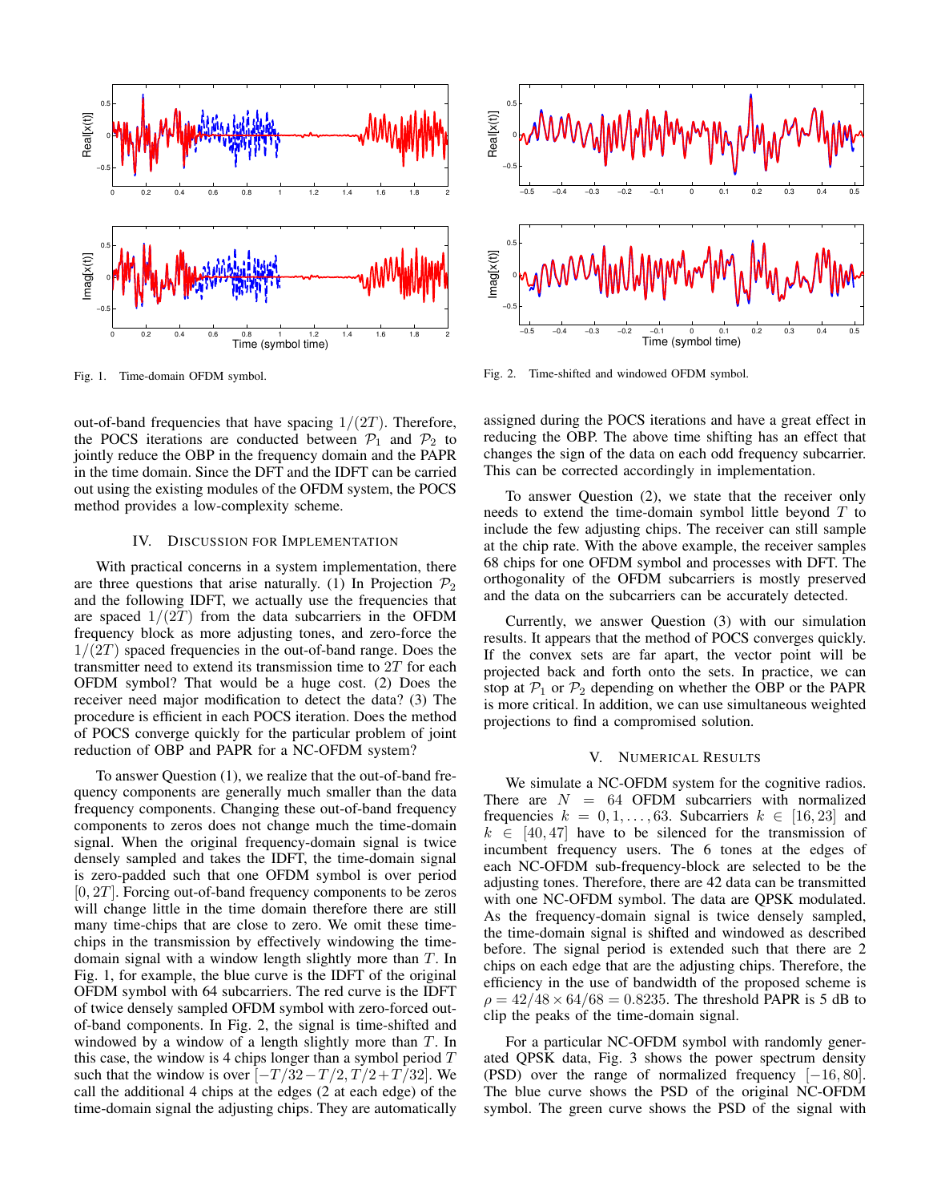Fig. 1. Time-domain OFDM symbol.

Fig. 2. Time-shifted and windowed OFDM symbol.

out-of-band frequencies that have spacing $1/(2T)$. Therefore, the POCS iterations are conducted between $\mathcal{P}_1$ and $\mathcal{P}_2$ to jointly reduce the OBP in the frequency domain and the PAPR in the time domain. Since the DFT and the IDFT can be carried out using the existing modules of the OFDM system, the POCS method provides a low-complexity scheme.

## IV. Discussion for Implementation

With practical concerns in a system implementation, there are three questions that arise naturally. (1) In Projection $\mathcal{P}_2$ and the following IDFT, we actually use the frequencies that are spaced $1/(2T)$ from the data subcarriers in the OFDM frequency block as more adjusting tones, and zero-force the $1/(2T)$ spaced frequencies in the out-of-band range. Does the transmitter need to extend its transmission time to $2T$ for each OFDM symbol? That would be a huge cost. (2) Does the receiver need major modification to detect the data? (3) The procedure is efficient in each POCS iteration. Does the method of POCS converge quickly for the particular problem of joint reduction of OBP and PAPR for a NC-OFDM system?

To answer Question (1), we realize that the out-of-band frequency components are generally much smaller than the data frequency components. Changing these out-of-band frequency components to zeros does not change much the time-domain signal. When the original frequency-domain signal is twice densely sampled and takes the IDFT, the time-domain signal is zero-padded such that one OFDM symbol is over period $[0, 2T]$. Forcing out-of-band frequency components to be zeros will change little in the time domain therefore there are still many time-chips that are close to zero. We omit these time-chips in the transmission by effectively windowing the time-domain signal with a window length slightly more than $T$. In Fig. 1, for example, the blue curve is the IDFT of the original OFDM symbol with 64 subcarriers. The red curve is the IDFT of twice densely sampled OFDM symbol with zero-forced out-of-band components. In Fig. 2, the signal is time-shifted and windowed by a window of a length slightly more than $T$. In this case, the window is 4 chips longer than a symbol period $T$ such that the window is over $[-T/32-T/2, T/2+T/32]$. We call the additional 4 chips at the edges (2 at each edge) of the time-domain signal the adjusting chips. They are automatically assigned during the POCS iterations and have a great effect in reducing the OBP. The above time shifting has an effect that changes the sign of the data on each odd frequency subcarrier. This can be corrected accordingly in implementation.

To answer Question (2), we state that the receiver only needs to extend the time-domain symbol little beyond $T$ to include the few adjusting chips. The receiver can still sample at the chip rate. With the above example, the receiver samples 68 chips for one OFDM symbol and processes with DFT. The orthogonality of the OFDM subcarriers is mostly preserved and the data on the subcarriers can be accurately detected.

Currently, we answer Question (3) with our simulation results. It appears that the method of POCS converges quickly. If the convex sets are far apart, the vector point will be projected back and forth onto the sets. In practice, we can stop at $\mathcal{P}_1$ or $\mathcal{P}_2$ depending on whether the OBP or the PAPR is more critical. In addition, we can use simultaneous weighted projections to find a compromised solution.

## V. Numerical Results

We simulate a NC-OFDM system for the cognitive radios. There are $N = 64$ OFDM subcarriers with normalized frequencies $k = 0, 1, \ldots, 63$. Subcarriers $k \in [16, 23]$ and $k \in [40, 47]$ have to be silenced for the transmission of incumbent frequency users. The 6 tones at the edges of each NC-OFDM sub-frequency-block are selected to be the adjusting tones. Therefore, there are 42 data can be transmitted with one NC-OFDM symbol. The data are QPSK modulated. As the frequency-domain signal is twice densely sampled, the time-domain signal is shifted and windowed as described before. The signal period is extended such that there are 2 chips on each edge that are the adjusting chips. Therefore, the efficiency in the use of bandwidth of the proposed scheme is $\rho = 42/48 \times 64/68 = 0.8235$. The threshold PAPR is 5 dB to clip the peaks of the time-domain signal.

For a particular NC-OFDM symbol with randomly generated QPSK data, Fig. 3 shows the power spectrum density (PSD) over the range of normalized frequency $[-16, 80]$. The blue curve shows the PSD of the original NC-OFDM symbol. The green curve shows the PSD of the signal with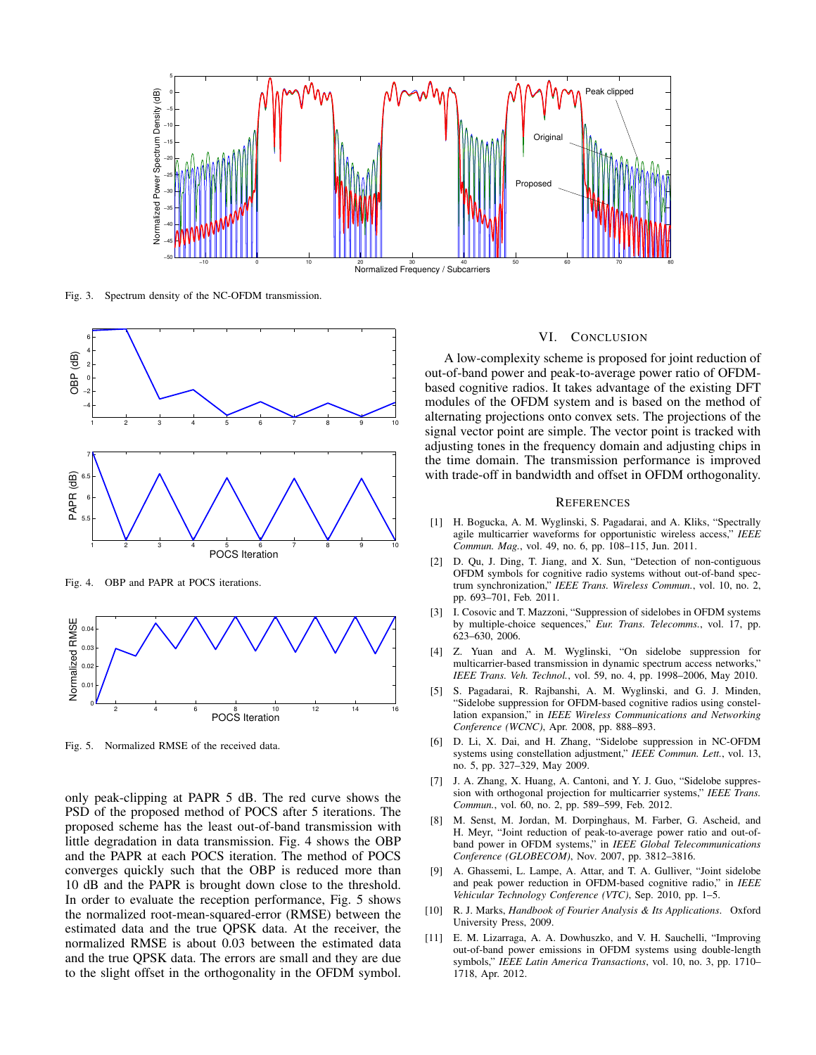Normalized Power Spectrum Density (dB)

Normalized Frequency / Subcarriers

Peak clipped

Original

Proposed

Fig. 3. Spectrum density of the NC-OFDM transmission.

OBP (dB)

PAPR (dB)

POCS Iteration

Fig. 4. OBP and PAPR at POCS iterations.

Normalized RMSE

POCS Iteration

Fig. 5. Normalized RMSE of the received data.

only peak-clipping at PAPR 5 dB. The red curve shows the PSD of the proposed method of POCS after 5 iterations. The proposed scheme has the least out-of-band transmission with little degradation in data transmission. Fig. 4 shows the OBP and the PAPR at each POCS iteration. The method of POCS converges quickly such that the OBP is reduced more than 10 dB and the PAPR is brought down close to the threshold. In order to evaluate the reception performance, Fig. 5 shows the normalized root-mean-squared-error (RMSE) between the estimated data and the true QPSK data. At the receiver, the normalized RMSE is about 0.03 between the estimated data and the true QPSK data. The errors are small and they are due to the slight offset in the orthogonality in the OFDM symbol.

## VI. Conclusion

A low-complexity scheme is proposed for joint reduction of out-of-band power and peak-to-average power ratio of OFDM-based cognitive radios. It takes advantage of the existing DFT modules of the OFDM system and is based on the method of alternating projections onto convex sets. The projections of the signal vector point are simple. The vector point is tracked with adjusting tones in the frequency domain and adjusting chips in the time domain. The transmission performance is improved with trade-off in bandwidth and offset in OFDM orthogonality.

## References

[1] H. Bogucka, A. M. Wyglinski, S. Pagadarai, and A. Kliks, "Spectrally agile multicarrier waveforms for opportunistic wireless access," *IEEE Commun. Mag.*, vol. 49, no. 6, pp. 108–115, Jun. 2011.

[2] D. Qu, J. Ding, T. Jiang, and X. Sun, "Detection of non-contiguous OFDM symbols for cognitive radio systems without out-of-band spectrum synchronization," *IEEE Trans. Wireless Commun.*, vol. 10, no. 2, pp. 693–701, Feb. 2011.

[3] I. Cosovic and T. Mazzoni, "Suppression of sidelobes in OFDM systems by multiple-choice sequences," *Eur. Trans. Telecomms.*, vol. 17, pp. 623–630, 2006.

[4] Z. Yuan and A. M. Wyglinski, "On sidelobe suppression for multicarrier-based transmission in dynamic spectrum access networks," *IEEE Trans. Veh. Technol.*, vol. 59, no. 4, pp. 1998–2006, May 2010.

[5] S. Pagadarai, R. Rajbanshi, A. M. Wyglinski, and G. J. Minden, "Sidelobe suppression for OFDM-based cognitive radios using constellation expansion," in *IEEE Wireless Communications and Networking Conference (WCNC)*, Apr. 2008, pp. 888–893.

[6] D. Li, X. Dai, and H. Zhang, "Sidelobe suppression in NC-OFDM systems using constellation adjustment," *IEEE Commun. Lett.*, vol. 13, no. 5, pp. 327–329, May 2009.

[7] J. A. Zhang, X. Huang, A. Cantoni, and Y. J. Guo, "Sidelobe suppression with orthogonal projection for multicarrier systems," *IEEE Trans. Commun.*, vol. 60, no. 2, pp. 589–599, Feb. 2012.

[8] M. Senst, M. Jordan, M. Dorpinghaus, M. Farber, G. Ascheid, and H. Meyr, "Joint reduction of peak-to-average power ratio and out-of-band power in OFDM systems," in *IEEE Global Telecommunications Conference (GLOBECOM)*, Nov. 2007, pp. 3812–3816.

[9] A. Ghassemi, L. Lampe, A. Attar, and T. A. Gulliver, "Joint sidelobe and peak power reduction in OFDM-based cognitive radio," in *IEEE Vehicular Technology Conference (VTC)*, Sep. 2010, pp. 1–5.

[10] R. J. Marks, *Handbook of Fourier Analysis & Its Applications*. Oxford University Press, 2009.

[11] E. M. Lizarraga, A. A. Dowhuszko, and V. H. Sauchelli, "Improving out-of-band power emissions in OFDM systems using double-length symbols," *IEEE Latin America Transactions*, vol. 10, no. 3, pp. 1710–1718, Apr. 2012.